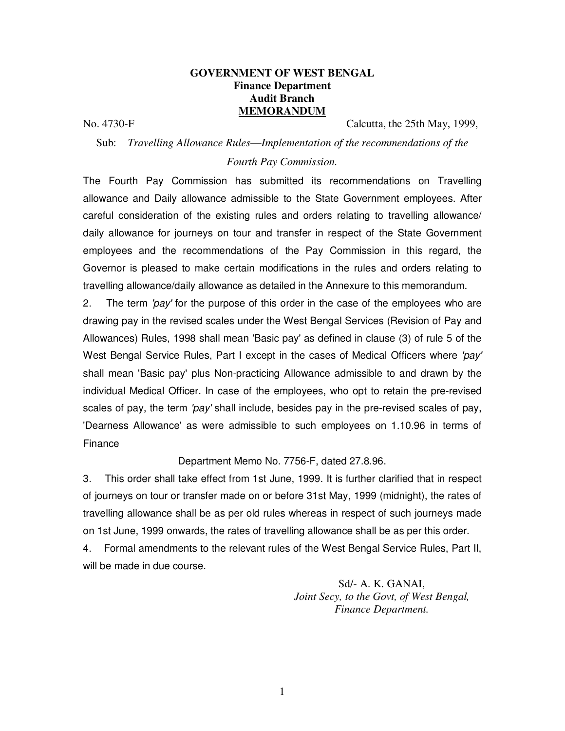# GOVERNMENT OF WEST BENGAL
## Finance Department
## Audit Branch
## MEMORANDUM

No. 4730-F Calcutta, the 25th May, 1999,

Sub: *Travelling Allowance Rules—Implementation of the recommendations of the Fourth Pay Commission.*

The Fourth Pay Commission has submitted its recommendations on Travelling allowance and Daily allowance admissible to the State Government employees. After careful consideration of the existing rules and orders relating to travelling allowance/ daily allowance for journeys on tour and transfer in respect of the State Government employees and the recommendations of the Pay Commission in this regard, the Governor is pleased to make certain modifications in the rules and orders relating to travelling allowance/daily allowance as detailed in the Annexure to this memorandum.

2. The term *'pay'* for the purpose of this order in the case of the employees who are drawing pay in the revised scales under the West Bengal Services (Revision of Pay and Allowances) Rules, 1998 shall mean 'Basic pay' as defined in clause (3) of rule 5 of the West Bengal Service Rules, Part I except in the cases of Medical Officers where *'pay'* shall mean 'Basic pay' plus Non-practicing Allowance admissible to and drawn by the individual Medical Officer. In case of the employees, who opt to retain the pre-revised scales of pay, the term *'pay'* shall include, besides pay in the pre-revised scales of pay, 'Dearness Allowance' as were admissible to such employees on 1.10.96 in terms of Finance Department Memo No. 7756-F, dated 27.8.96.

3. This order shall take effect from 1st June, 1999. It is further clarified that in respect of journeys on tour or transfer made on or before 31st May, 1999 (midnight), the rates of travelling allowance shall be as per old rules whereas in respect of such journeys made on 1st June, 1999 onwards, the rates of travelling allowance shall be as per this order.

4. Formal amendments to the relevant rules of the West Bengal Service Rules, Part II, will be made in due course.

Sd/- A. K. GANAI,
*Joint Secy, to the Govt, of West Bengal,*
*Finance Department.*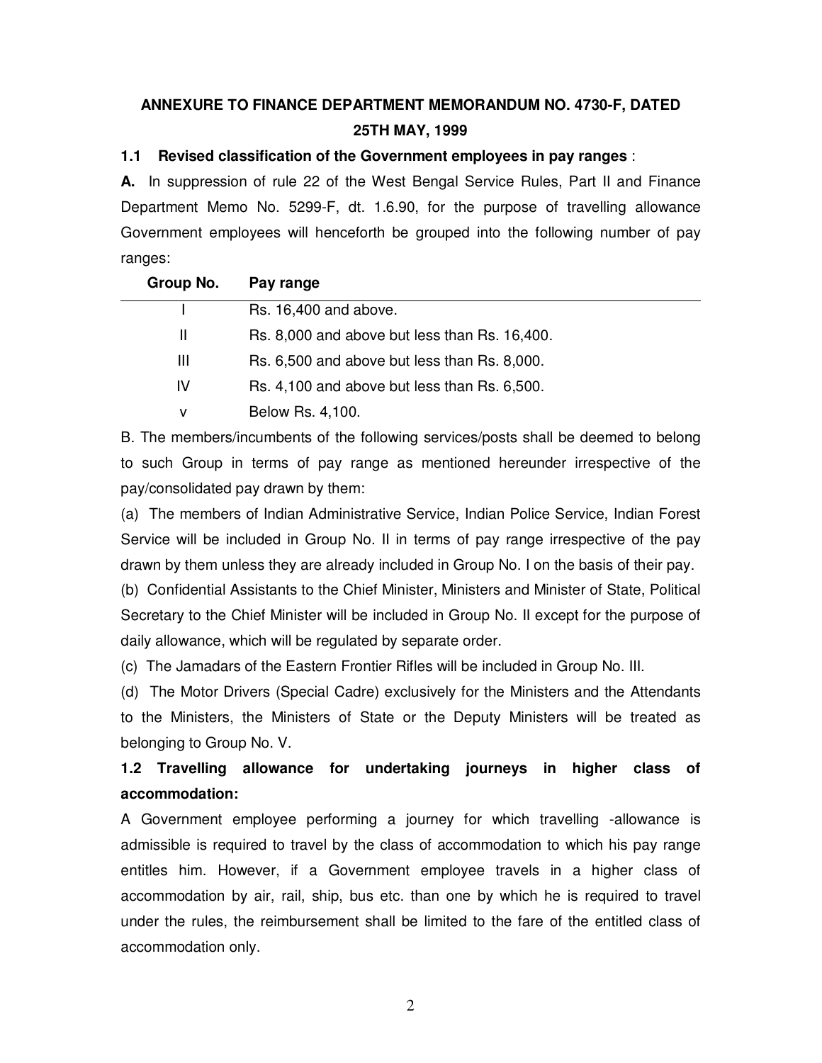**ANNEXURE TO FINANCE DEPARTMENT MEMORANDUM NO. 4730-F, DATED 25TH MAY, 1999**

**1.1 Revised classification of the Government employees in pay ranges** :

**A.** In suppression of rule 22 of the West Bengal Service Rules, Part II and Finance Department Memo No. 5299-F, dt. 1.6.90, for the purpose of travelling allowance Government employees will henceforth be grouped into the following number of pay ranges:

| Group No. | Pay range |
|---|---|
| I | Rs. 16,400 and above. |
| II | Rs. 8,000 and above but less than Rs. 16,400. |
| III | Rs. 6,500 and above but less than Rs. 8,000. |
| IV | Rs. 4,100 and above but less than Rs. 6,500. |
| v | Below Rs. 4,100. |

B. The members/incumbents of the following services/posts shall be deemed to belong to such Group in terms of pay range as mentioned hereunder irrespective of the pay/consolidated pay drawn by them:

(a) The members of Indian Administrative Service, Indian Police Service, Indian Forest Service will be included in Group No. II in terms of pay range irrespective of the pay drawn by them unless they are already included in Group No. I on the basis of their pay.

(b) Confidential Assistants to the Chief Minister, Ministers and Minister of State, Political Secretary to the Chief Minister will be included in Group No. II except for the purpose of daily allowance, which will be regulated by separate order.

(c) The Jamadars of the Eastern Frontier Rifles will be included in Group No. III.

(d) The Motor Drivers (Special Cadre) exclusively for the Ministers and the Attendants to the Ministers, the Ministers of State or the Deputy Ministers will be treated as belonging to Group No. V.

**1.2 Travelling allowance for undertaking journeys in higher class of accommodation:**

A Government employee performing a journey for which travelling -allowance is admissible is required to travel by the class of accommodation to which his pay range entitles him. However, if a Government employee travels in a higher class of accommodation by air, rail, ship, bus etc. than one by which he is required to travel under the rules, the reimbursement shall be limited to the fare of the entitled class of accommodation only.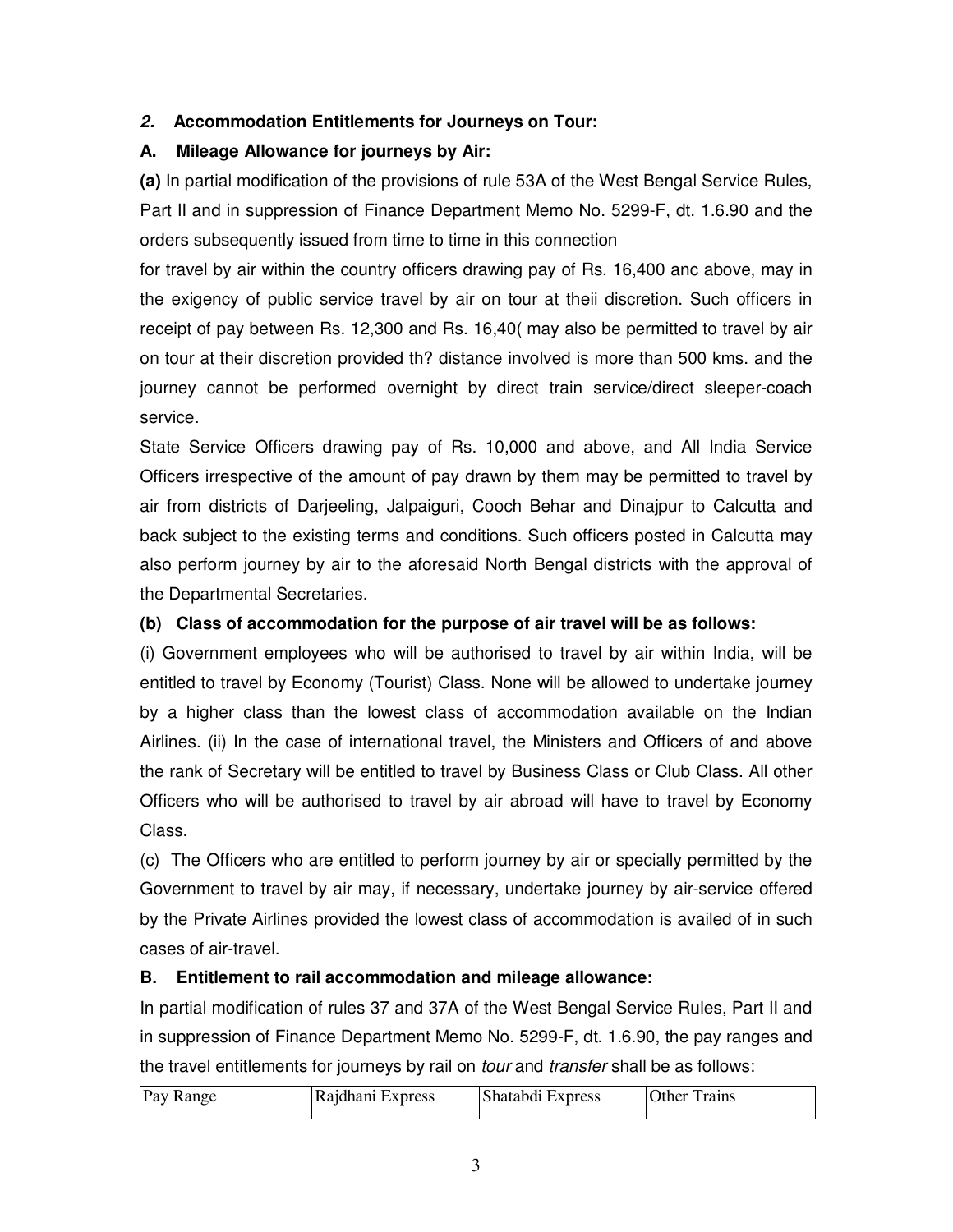## *2.* Accommodation Entitlements for Journeys on Tour:

### A. Mileage Allowance for journeys by Air:

**(a)** In partial modification of the provisions of rule 53A of the West Bengal Service Rules, Part II and in suppression of Finance Department Memo No. 5299-F, dt. 1.6.90 and the orders subsequently issued from time to time in this connection

for travel by air within the country officers drawing pay of Rs. 16,400 anc above, may in the exigency of public service travel by air on tour at theii discretion. Such officers in receipt of pay between Rs. 12,300 and Rs. 16,40( may also be permitted to travel by air on tour at their discretion provided th? distance involved is more than 500 kms. and the journey cannot be performed overnight by direct train service/direct sleeper-coach service.

State Service Officers drawing pay of Rs. 10,000 and above, and All India Service Officers irrespective of the amount of pay drawn by them may be permitted to travel by air from districts of Darjeeling, Jalpaiguri, Cooch Behar and Dinajpur to Calcutta and back subject to the existing terms and conditions. Such officers posted in Calcutta may also perform journey by air to the aforesaid North Bengal districts with the approval of the Departmental Secretaries.

**(b) Class of accommodation for the purpose of air travel will be as follows:**

(i) Government employees who will be authorised to travel by air within India, will be entitled to travel by Economy (Tourist) Class. None will be allowed to undertake journey by a higher class than the lowest class of accommodation available on the Indian Airlines. (ii) In the case of international travel, the Ministers and Officers of and above the rank of Secretary will be entitled to travel by Business Class or Club Class. All other Officers who will be authorised to travel by air abroad will have to travel by Economy Class.

(c) The Officers who are entitled to perform journey by air or specially permitted by the Government to travel by air may, if necessary, undertake journey by air-service offered by the Private Airlines provided the lowest class of accommodation is availed of in such cases of air-travel.

### B. Entitlement to rail accommodation and mileage allowance:

In partial modification of rules 37 and 37A of the West Bengal Service Rules, Part II and in suppression of Finance Department Memo No. 5299-F, dt. 1.6.90, the pay ranges and the travel entitlements for journeys by rail on *tour* and *transfer* shall be as follows:

| Pay Range | Rajdhani Express | Shatabdi Express | Other Trains |
|---|---|---|---|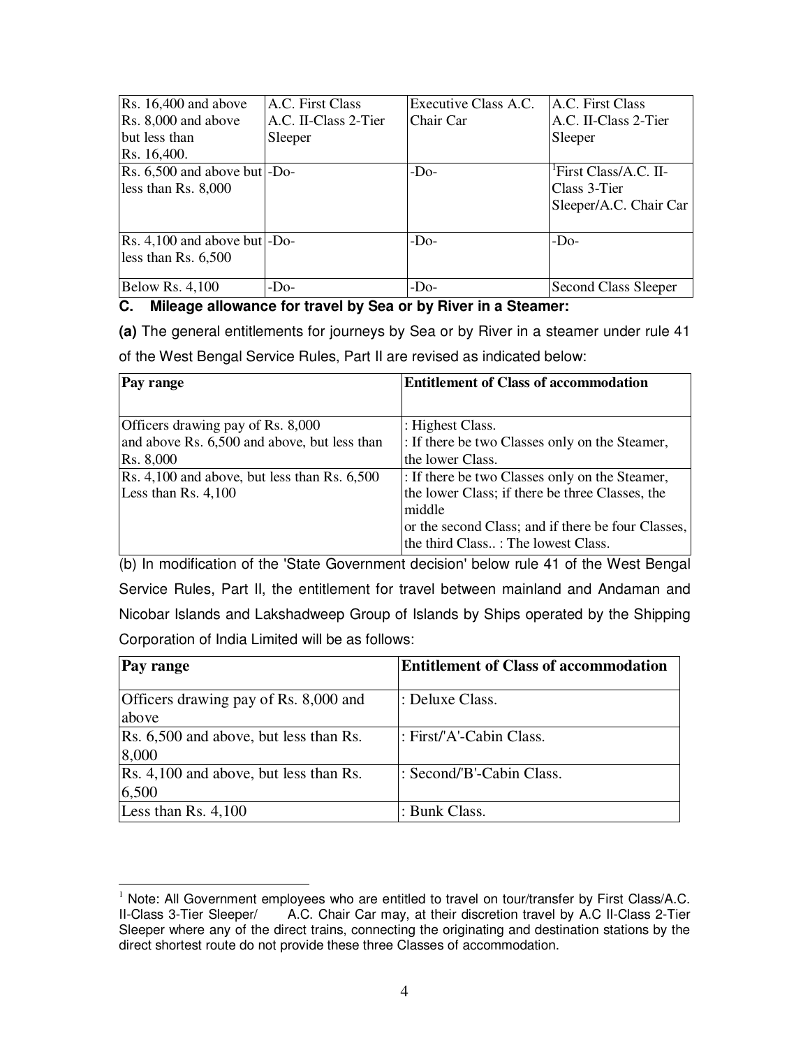| | | | |
|---|---|---|---|
| Rs. 16,400 and above<br>Rs. 8,000 and above but less than Rs. 16,400. | A.C. First Class<br>A.C. II-Class 2-Tier Sleeper | Executive Class A.C. Chair Car | A.C. First Class<br>A.C. II-Class 2-Tier Sleeper |
| Rs. 6,500 and above but less than Rs. 8,000 | -Do- | -Do- | [1]First Class/A.C. II-Class 3-Tier Sleeper/A.C. Chair Car |
| Rs. 4,100 and above but less than Rs. 6,500 | -Do- | -Do- | -Do- |
| Below Rs. 4,100 | -Do- | -Do- | Second Class Sleeper |

**C. Mileage allowance for travel by Sea or by River in a Steamer:**

**(a)** The general entitlements for journeys by Sea or by River in a steamer under rule 41 of the West Bengal Service Rules, Part II are revised as indicated below:

| Pay range | Entitlement of Class of accommodation |
|---|---|
| Officers drawing pay of Rs. 8,000<br>and above Rs. 6,500 and above, but less than Rs. 8,000 | : Highest Class.<br>: If there be two Classes only on the Steamer, the lower Class. |
| Rs. 4,100 and above, but less than Rs. 6,500<br>Less than Rs. 4,100 | : If there be two Classes only on the Steamer, the lower Class; if there be three Classes, the middle<br>or the second Class; and if there be four Classes, the third Class.. : The lowest Class. |

(b) In modification of the 'State Government decision' below rule 41 of the West Bengal Service Rules, Part II, the entitlement for travel between mainland and Andaman and Nicobar Islands and Lakshadweep Group of Islands by Ships operated by the Shipping Corporation of India Limited will be as follows:

| Pay range | Entitlement of Class of accommodation |
|---|---|
| Officers drawing pay of Rs. 8,000 and above | : Deluxe Class. |
| Rs. 6,500 and above, but less than Rs. 8,000 | : First/'A'-Cabin Class. |
| Rs. 4,100 and above, but less than Rs. 6,500 | : Second/'B'-Cabin Class. |
| Less than Rs. 4,100 | : Bunk Class. |

[1] Note: All Government employees who are entitled to travel on tour/transfer by First Class/A.C. II-Class 3-Tier Sleeper/ A.C. Chair Car may, at their discretion travel by A.C II-Class 2-Tier Sleeper where any of the direct trains, connecting the originating and destination stations by the direct shortest route do not provide these three Classes of accommodation.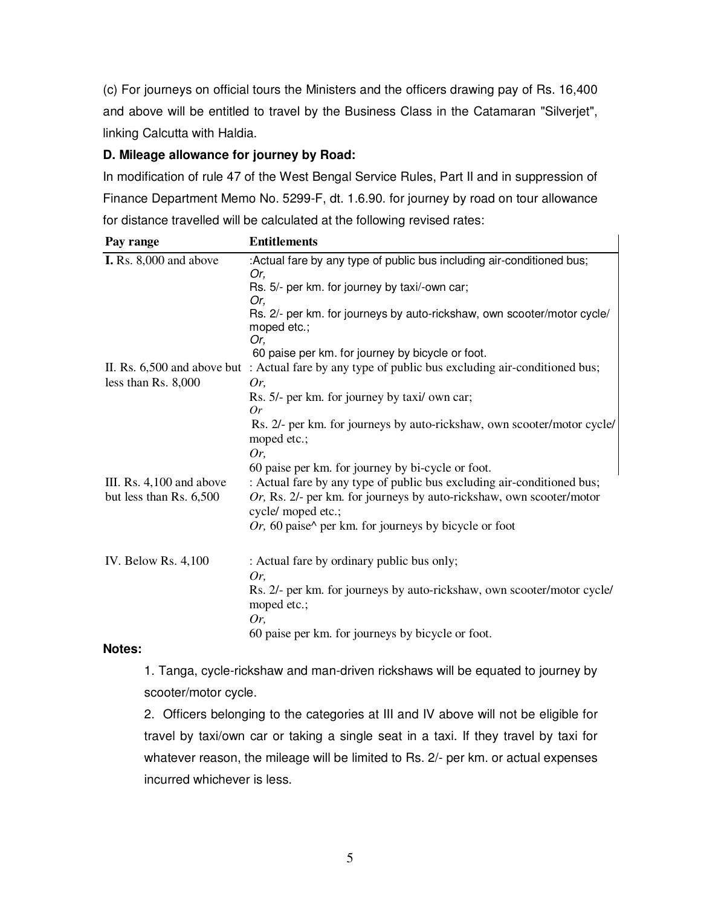(c) For journeys on official tours the Ministers and the officers drawing pay of Rs. 16,400 and above will be entitled to travel by the Business Class in the Catamaran "Silverjet", linking Calcutta with Haldia.

**D. Mileage allowance for journey by Road:**

In modification of rule 47 of the West Bengal Service Rules, Part II and in suppression of Finance Department Memo No. 5299-F, dt. 1.6.90. for journey by road on tour allowance for distance travelled will be calculated at the following revised rates:

| Pay range | Entitlements |
|---|---|
| **I.** Rs. 8,000 and above | :Actual fare by any type of public bus including air-conditioned bus;<br>*Or,*<br>Rs. 5/- per km. for journey by taxi/-own car;<br>*Or,*<br>Rs. 2/- per km. for journeys by auto-rickshaw, own scooter/motor cycle/ moped etc.;<br>*Or,*<br>60 paise per km. for journey by bicycle or foot. |
| II. Rs. 6,500 and above but less than Rs. 8,000 | : Actual fare by any type of public bus excluding air-conditioned bus;<br>*Or,*<br>Rs. 5/- per km. for journey by taxi/ own car;<br>*Or*<br>Rs. 2/- per km. for journeys by auto-rickshaw, own scooter/motor cycle/ moped etc.;<br>*Or,*<br>60 paise per km. for journey by bi-cycle or foot. |
| III. Rs. 4,100 and above but less than Rs. 6,500 | : Actual fare by any type of public bus excluding air-conditioned bus;<br>*Or,* Rs. 2/- per km. for journeys by auto-rickshaw, own scooter/motor cycle/ moped etc.;<br>*Or,* 60 paise^ per km. for journeys by bicycle or foot |
| IV. Below Rs. 4,100 | : Actual fare by ordinary public bus only;<br>*Or,*<br>Rs. 2/- per km. for journeys by auto-rickshaw, own scooter/motor cycle/ moped etc.;<br>*Or,*<br>60 paise per km. for journeys by bicycle or foot. |

**Notes:**

1. Tanga, cycle-rickshaw and man-driven rickshaws will be equated to journey by scooter/motor cycle.

2. Officers belonging to the categories at III and IV above will not be eligible for travel by taxi/own car or taking a single seat in a taxi. If they travel by taxi for whatever reason, the mileage will be limited to Rs. 2/- per km. or actual expenses incurred whichever is less.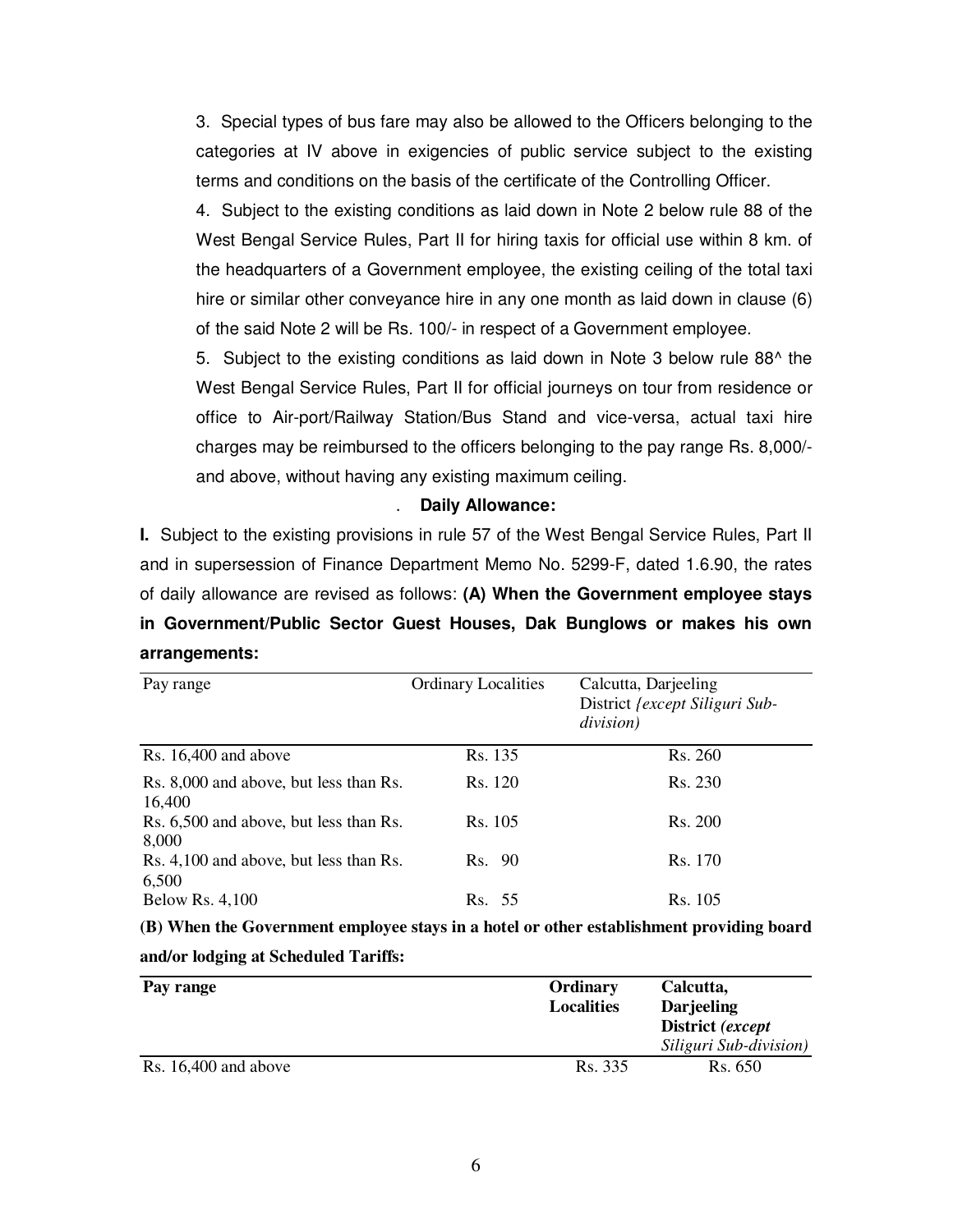3. Special types of bus fare may also be allowed to the Officers belonging to the categories at IV above in exigencies of public service subject to the existing terms and conditions on the basis of the certificate of the Controlling Officer.

4. Subject to the existing conditions as laid down in Note 2 below rule 88 of the West Bengal Service Rules, Part II for hiring taxis for official use within 8 km. of the headquarters of a Government employee, the existing ceiling of the total taxi hire or similar other conveyance hire in any one month as laid down in clause (6) of the said Note 2 will be Rs. 100/- in respect of a Government employee.

5. Subject to the existing conditions as laid down in Note 3 below rule 88^ the West Bengal Service Rules, Part II for official journeys on tour from residence or office to Air-port/Railway Station/Bus Stand and vice-versa, actual taxi hire charges may be reimbursed to the officers belonging to the pay range Rs. 8,000/- and above, without having any existing maximum ceiling.

. **Daily Allowance:**

**I.** Subject to the existing provisions in rule 57 of the West Bengal Service Rules, Part II and in supersession of Finance Department Memo No. 5299-F, dated 1.6.90, the rates of daily allowance are revised as follows: **(A) When the Government employee stays in Government/Public Sector Guest Houses, Dak Bunglows or makes his own arrangements:**

| Pay range | Ordinary Localities | Calcutta, Darjeeling District *{except Siliguri Sub-division)* |
|---|---|---|
| Rs. 16,400 and above | Rs. 135 | Rs. 260 |
| Rs. 8,000 and above, but less than Rs. 16,400 | Rs. 120 | Rs. 230 |
| Rs. 6,500 and above, but less than Rs. 8,000 | Rs. 105 | Rs. 200 |
| Rs. 4,100 and above, but less than Rs. 6,500 | Rs. 90 | Rs. 170 |
| Below Rs. 4,100 | Rs. 55 | Rs. 105 |

**(B) When the Government employee stays in a hotel or other establishment providing board and/or lodging at Scheduled Tariffs:**

| **Pay range** | **Ordinary Localities** | **Calcutta, Darjeeling District** *(except Siliguri Sub-division)* |
|---|---|---|
| Rs. 16,400 and above | Rs. 335 | Rs. 650 |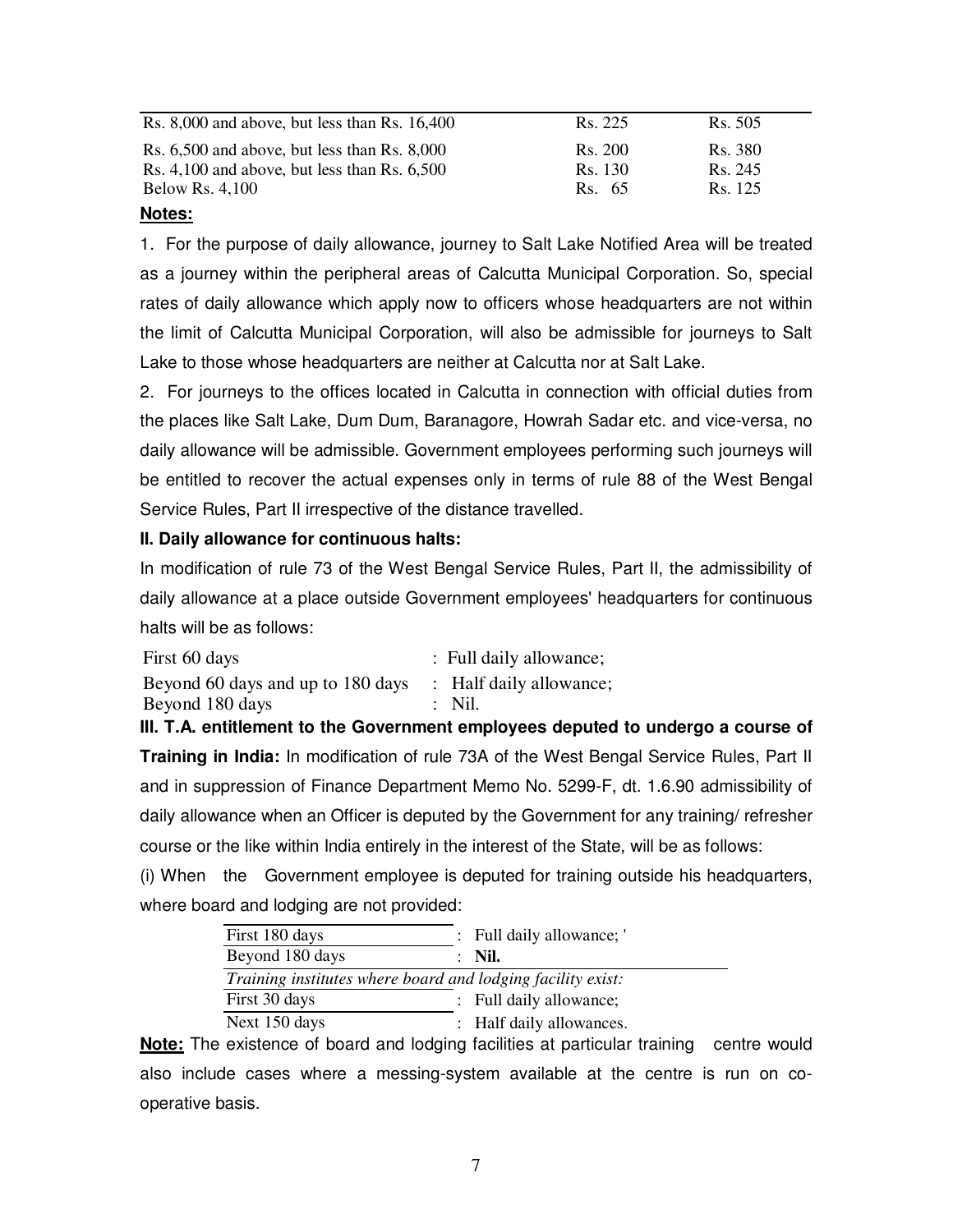| Rs. 8,000 and above, but less than Rs. 16,400 | Rs. 225 | Rs. 505 |
|---|---|---|
| Rs. 6,500 and above, but less than Rs. 8,000 | Rs. 200 | Rs. 380 |
| Rs. 4,100 and above, but less than Rs. 6,500 | Rs. 130 | Rs. 245 |
| Below Rs. 4,100 | Rs. 65 | Rs. 125 |

**Notes:**

1. For the purpose of daily allowance, journey to Salt Lake Notified Area will be treated as a journey within the peripheral areas of Calcutta Municipal Corporation. So, special rates of daily allowance which apply now to officers whose headquarters are not within the limit of Calcutta Municipal Corporation, will also be admissible for journeys to Salt Lake to those whose headquarters are neither at Calcutta nor at Salt Lake.

2. For journeys to the offices located in Calcutta in connection with official duties from the places like Salt Lake, Dum Dum, Baranagore, Howrah Sadar etc. and vice-versa, no daily allowance will be admissible. Government employees performing such journeys will be entitled to recover the actual expenses only in terms of rule 88 of the West Bengal Service Rules, Part II irrespective of the distance travelled.

**II. Daily allowance for continuous halts:**

In modification of rule 73 of the West Bengal Service Rules, Part II, the admissibility of daily allowance at a place outside Government employees' headquarters for continuous halts will be as follows:

| | |
|---|---|
| First 60 days | : Full daily allowance; |
| Beyond 60 days and up to 180 days | : Half daily allowance; |
| Beyond 180 days | : Nil. |

**III. T.A. entitlement to the Government employees deputed to undergo a course of Training in India:** In modification of rule 73A of the West Bengal Service Rules, Part II and in suppression of Finance Department Memo No. 5299-F, dt. 1.6.90 admissibility of daily allowance when an Officer is deputed by the Government for any training/ refresher course or the like within India entirely in the interest of the State, will be as follows:

(i) When the Government employee is deputed for training outside his headquarters, where board and lodging are not provided:

| | |
|---|---|
| First 180 days | : Full daily allowance; ' |
| Beyond 180 days | : **Nil.** |
| *Training institutes where board and lodging facility exist:* | |
| First 30 days | : Full daily allowance; |
| Next 150 days | : Half daily allowances. |

**Note:** The existence of board and lodging facilities at particular training centre would also include cases where a messing-system available at the centre is run on co-operative basis.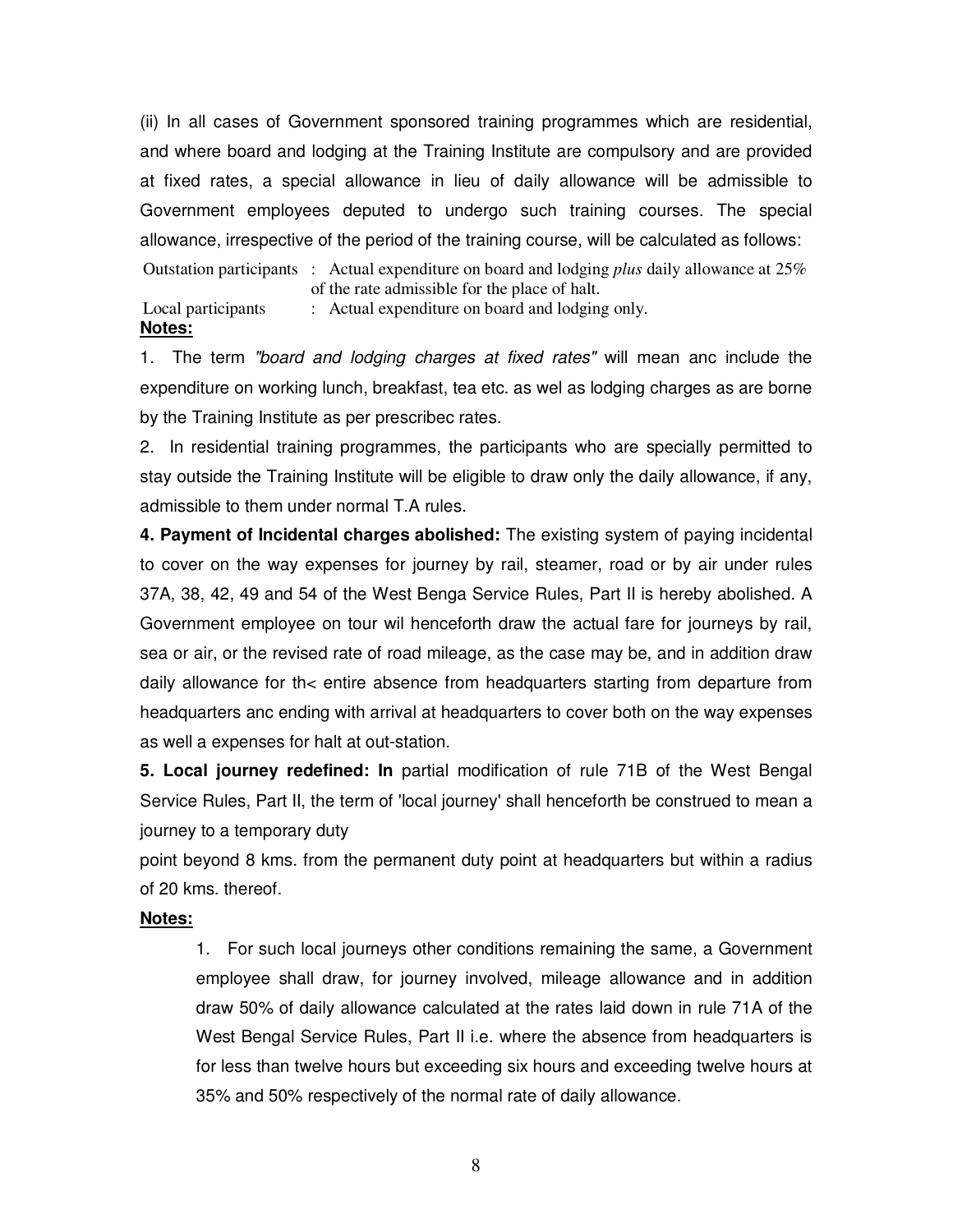(ii) In all cases of Government sponsored training programmes which are residential, and where board and lodging at the Training Institute are compulsory and are provided at fixed rates, a special allowance in lieu of daily allowance will be admissible to Government employees deputed to undergo such training courses. The special allowance, irrespective of the period of the training course, will be calculated as follows:

| | | |
|---|---|---|
| Outstation participants | : | Actual expenditure on board and lodging *plus* daily allowance at 25% of the rate admissible for the place of halt. |
| Local participants | : | Actual expenditure on board and lodging only. |

**Notes:**

1. The term *"board and lodging charges at fixed rates"* will mean anc include the expenditure on working lunch, breakfast, tea etc. as wel as lodging charges as are borne by the Training Institute as per prescribec rates.

2. In residential training programmes, the participants who are specially permitted to stay outside the Training Institute will be eligible to draw only the daily allowance, if any, admissible to them under normal T.A rules.

**4. Payment of Incidental charges abolished:** The existing system of paying incidental to cover on the way expenses for journey by rail, steamer, road or by air under rules 37A, 38, 42, 49 and 54 of the West Benga Service Rules, Part II is hereby abolished. A Government employee on tour wil henceforth draw the actual fare for journeys by rail, sea or air, or the revised rate of road mileage, as the case may be, and in addition draw daily allowance for th< entire absence from headquarters starting from departure from headquarters anc ending with arrival at headquarters to cover both on the way expenses as well a expenses for halt at out-station.

**5. Local journey redefined: In** partial modification of rule 71B of the West Bengal Service Rules, Part II, the term of 'local journey' shall henceforth be construed to mean a journey to a temporary duty point beyond 8 kms. from the permanent duty point at headquarters but within a radius of 20 kms. thereof.

**Notes:**

1. For such local journeys other conditions remaining the same, a Government employee shall draw, for journey involved, mileage allowance and in addition draw 50% of daily allowance calculated at the rates laid down in rule 71A of the West Bengal Service Rules, Part II i.e. where the absence from headquarters is for less than twelve hours but exceeding six hours and exceeding twelve hours at 35% and 50% respectively of the normal rate of daily allowance.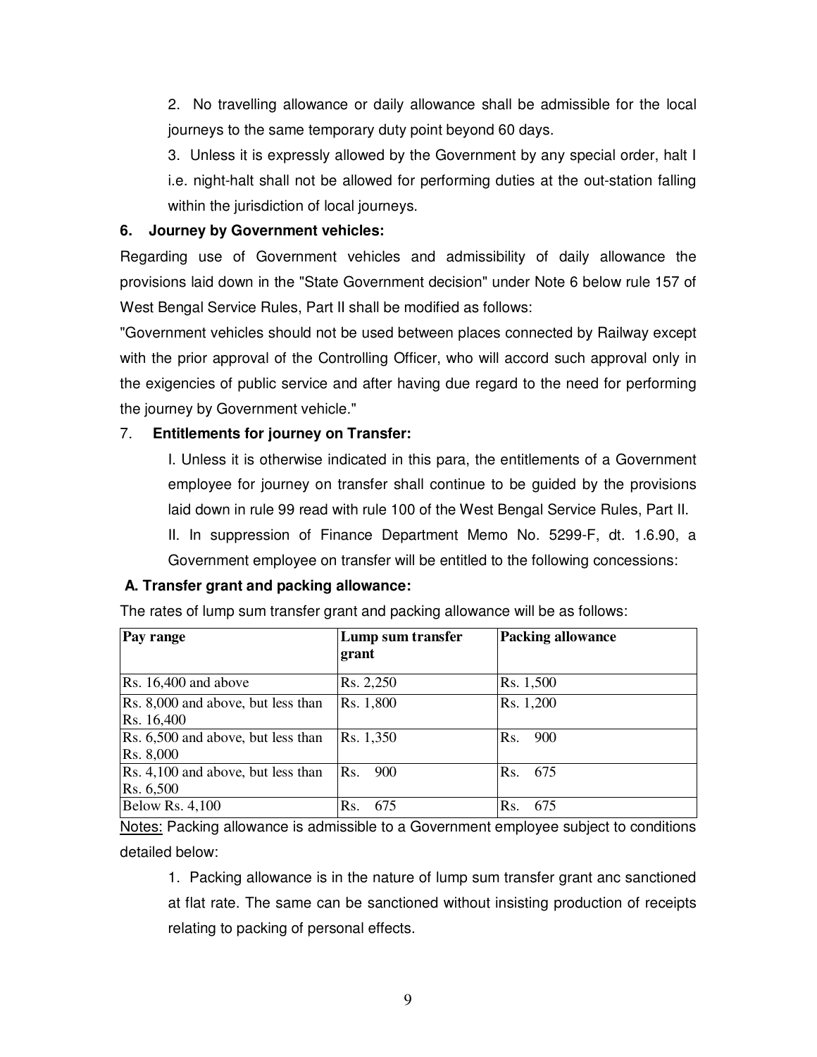2. No travelling allowance or daily allowance shall be admissible for the local journeys to the same temporary duty point beyond 60 days.

3. Unless it is expressly allowed by the Government by any special order, halt I i.e. night-halt shall not be allowed for performing duties at the out-station falling within the jurisdiction of local journeys.

**6. Journey by Government vehicles:**

Regarding use of Government vehicles and admissibility of daily allowance the provisions laid down in the "State Government decision" under Note 6 below rule 157 of West Bengal Service Rules, Part II shall be modified as follows:

"Government vehicles should not be used between places connected by Railway except with the prior approval of the Controlling Officer, who will accord such approval only in the exigencies of public service and after having due regard to the need for performing the journey by Government vehicle."

7. **Entitlements for journey on Transfer:**

I. Unless it is otherwise indicated in this para, the entitlements of a Government employee for journey on transfer shall continue to be guided by the provisions laid down in rule 99 read with rule 100 of the West Bengal Service Rules, Part II.

II. In suppression of Finance Department Memo No. 5299-F, dt. 1.6.90, a Government employee on transfer will be entitled to the following concessions:

**A. Transfer grant and packing allowance:**

The rates of lump sum transfer grant and packing allowance will be as follows:

| Pay range | Lump sum transfer grant | Packing allowance |
|---|---|---|
| Rs. 16,400 and above | Rs. 2,250 | Rs. 1,500 |
| Rs. 8,000 and above, but less than Rs. 16,400 | Rs. 1,800 | Rs. 1,200 |
| Rs. 6,500 and above, but less than Rs. 8,000 | Rs. 1,350 | Rs. 900 |
| Rs. 4,100 and above, but less than Rs. 6,500 | Rs. 900 | Rs. 675 |
| Below Rs. 4,100 | Rs. 675 | Rs. 675 |

Notes: Packing allowance is admissible to a Government employee subject to conditions detailed below:

1. Packing allowance is in the nature of lump sum transfer grant anc sanctioned at flat rate. The same can be sanctioned without insisting production of receipts relating to packing of personal effects.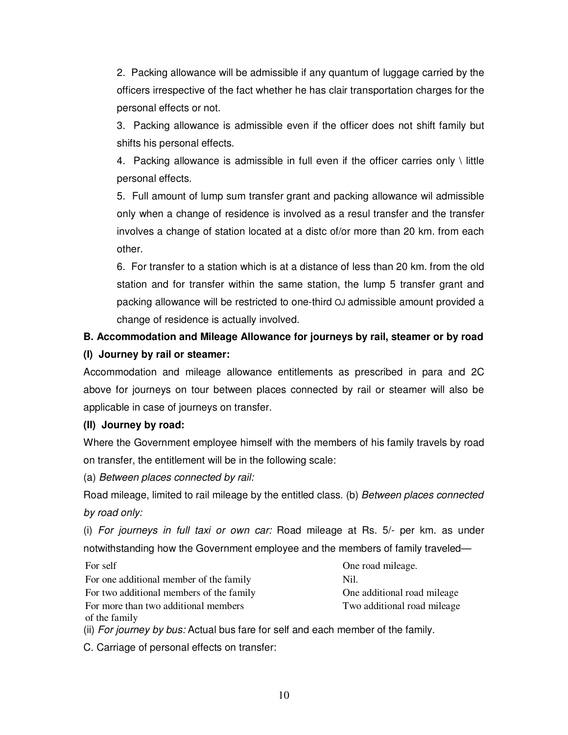2. Packing allowance will be admissible if any quantum of luggage carried by the officers irrespective of the fact whether he has clair transportation charges for the personal effects or not.

3. Packing allowance is admissible even if the officer does not shift family but shifts his personal effects.

4. Packing allowance is admissible in full even if the officer carries only \ little personal effects.

5. Full amount of lump sum transfer grant and packing allowance wil admissible only when a change of residence is involved as a resul transfer and the transfer involves a change of station located at a distc of/or more than 20 km. from each other.

6. For transfer to a station which is at a distance of less than 20 km. from the old station and for transfer within the same station, the lump 5 transfer grant and packing allowance will be restricted to one-third OJ admissible amount provided a change of residence is actually involved.

**B. Accommodation and Mileage Allowance for journeys by rail, steamer or by road**

**(I) Journey by rail or steamer:**

Accommodation and mileage allowance entitlements as prescribed in para and 2C above for journeys on tour between places connected by rail or steamer will also be applicable in case of journeys on transfer.

**(II) Journey by road:**

Where the Government employee himself with the members of his family travels by road on transfer, the entitlement will be in the following scale:

(a) *Between places connected by rail:*

Road mileage, limited to rail mileage by the entitled class. (b) *Between places connected by road only:*

(i) *For journeys in full taxi or own car:* Road mileage at Rs. 5/- per km. as under notwithstanding how the Government employee and the members of family traveled—

| | |
|---|---|
| For self | One road mileage. |
| For one additional member of the family | Nil. |
| For two additional members of the family | One additional road mileage |
| For more than two additional members of the family | Two additional road mileage |

(ii) *For journey by bus:* Actual bus fare for self and each member of the family.

C. Carriage of personal effects on transfer: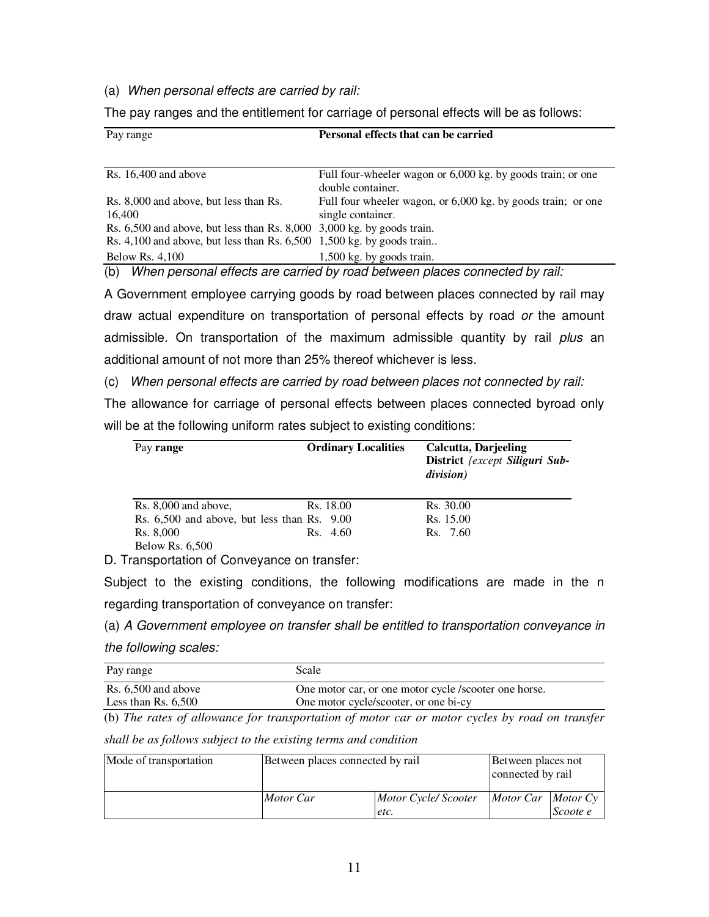(a) *When personal effects are carried by rail:*

The pay ranges and the entitlement for carriage of personal effects will be as follows:

| Pay range | **Personal effects that can be carried** |
|---|---|
| Rs. 16,400 and above | Full four-wheeler wagon or 6,000 kg. by goods train; or one double container. |
| Rs. 8,000 and above, but less than Rs. 16,400 | Full four wheeler wagon, or 6,000 kg. by goods train; or one single container. |
| Rs. 6,500 and above, but less than Rs. 8,000 | 3,000 kg. by goods train. |
| Rs. 4,100 and above, but less than Rs. 6,500 | 1,500 kg. by goods train.. |
| Below Rs. 4,100 | 1,500 kg. by goods train. |

(b) *When personal effects are carried by road between places connected by rail:*

A Government employee carrying goods by road between places connected by rail may draw actual expenditure on transportation of personal effects by road *or* the amount admissible. On transportation of the maximum admissible quantity by rail *plus* an additional amount of not more than 25% thereof whichever is less.

(c) *When personal effects are carried by road between places not connected by rail:*

The allowance for carriage of personal effects between places connected byroad only will be at the following uniform rates subject to existing conditions:

| Pay **range** | **Ordinary Localities** | **Calcutta, Darjeeling District** *{except* ***Siliguri Sub-division)*** |
|---|---|---|
| Rs. 8,000 and above, | Rs. 18.00 | Rs. 30.00 |
| Rs. 6,500 and above, but less than Rs. 8,000 | Rs. 9.00 | Rs. 15.00 |
| Below Rs. 6,500 | Rs. 4.60 | Rs. 7.60 |

D. Transportation of Conveyance on transfer:

Subject to the existing conditions, the following modifications are made in the n regarding transportation of conveyance on transfer:

(a) *A Government employee on transfer shall be entitled to transportation conveyance in the following scales:*

| Pay range | Scale |
|---|---|
| Rs. 6,500 and above | One motor car, or one motor cycle /scooter one horse. |
| Less than Rs. 6,500 | One motor cycle/scooter, or one bi-cy |

(b) *The rates of allowance for transportation of motor car or motor cycles by road on transfer shall be as follows subject to the existing terms and condition*

| Mode of transportation | Between places connected by rail | | Between places not connected by rail | |
|---|---|---|---|---|
| | *Motor Car* | *Motor Cycle/ Scooter etc.* | *Motor Car* | *Motor Cy Scoote e* |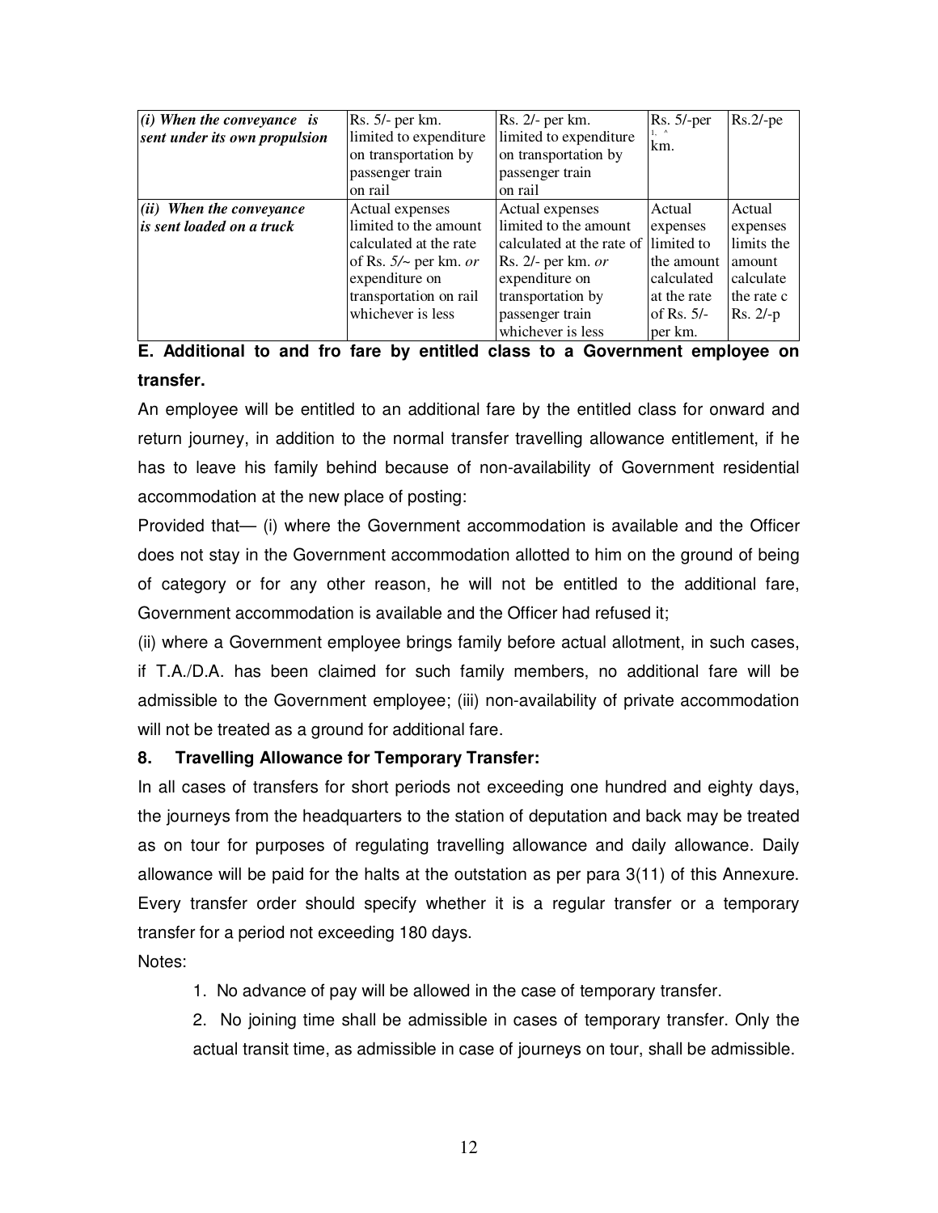| *(i) When the conveyance is sent under its own propulsion* | Rs. 5/- per km. limited to expenditure on transportation by passenger train on rail | Rs. 2/- per km. limited to expenditure on transportation by passenger train on rail | Rs. 5/-per km. | Rs.2/-pe |
|---|---|---|---|---|
| *(ii) When the conveyance is sent loaded on a truck* | Actual expenses limited to the amount calculated at the rate of Rs. 5/~ per km. *or* expenditure on transportation on rail whichever is less | Actual expenses limited to the amount calculated at the rate of Rs. 2/- per km. *or* expenditure on transportation by passenger train whichever is less | Actual expenses limited to the amount calculated at the rate of Rs. 5/- per km. | Actual expenses limits the amount calculate the rate c Rs. 2/-p |

**E. Additional to and fro fare by entitled class to a Government employee on transfer.**

An employee will be entitled to an additional fare by the entitled class for onward and return journey, in addition to the normal transfer travelling allowance entitlement, if he has to leave his family behind because of non-availability of Government residential accommodation at the new place of posting:

Provided that— (i) where the Government accommodation is available and the Officer does not stay in the Government accommodation allotted to him on the ground of being of category or for any other reason, he will not be entitled to the additional fare, Government accommodation is available and the Officer had refused it;

(ii) where a Government employee brings family before actual allotment, in such cases, if T.A./D.A. has been claimed for such family members, no additional fare will be admissible to the Government employee; (iii) non-availability of private accommodation will not be treated as a ground for additional fare.

**8. Travelling Allowance for Temporary Transfer:**

In all cases of transfers for short periods not exceeding one hundred and eighty days, the journeys from the headquarters to the station of deputation and back may be treated as on tour for purposes of regulating travelling allowance and daily allowance. Daily allowance will be paid for the halts at the outstation as per para 3(11) of this Annexure. Every transfer order should specify whether it is a regular transfer or a temporary transfer for a period not exceeding 180 days.

Notes:

1. No advance of pay will be allowed in the case of temporary transfer.
2. No joining time shall be admissible in cases of temporary transfer. Only the actual transit time, as admissible in case of journeys on tour, shall be admissible.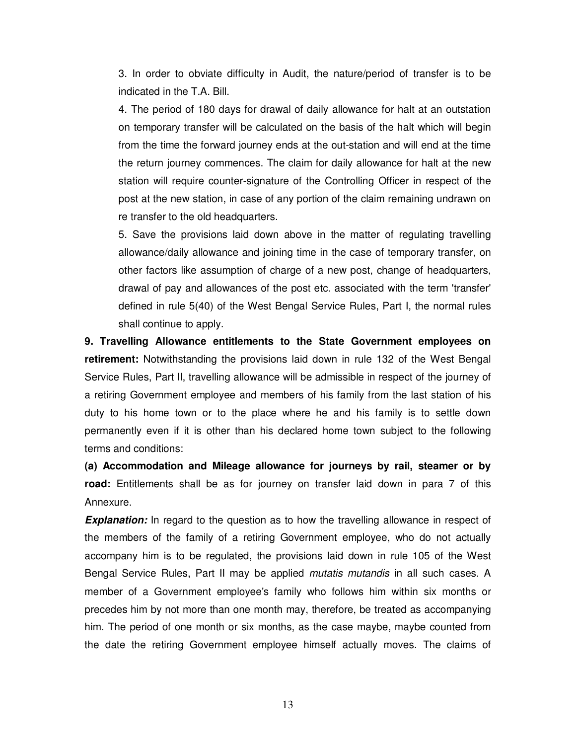3. In order to obviate difficulty in Audit, the nature/period of transfer is to be indicated in the T.A. Bill.

4. The period of 180 days for drawal of daily allowance for halt at an outstation on temporary transfer will be calculated on the basis of the halt which will begin from the time the forward journey ends at the out-station and will end at the time the return journey commences. The claim for daily allowance for halt at the new station will require counter-signature of the Controlling Officer in respect of the post at the new station, in case of any portion of the claim remaining undrawn on re transfer to the old headquarters.

5. Save the provisions laid down above in the matter of regulating travelling allowance/daily allowance and joining time in the case of temporary transfer, on other factors like assumption of charge of a new post, change of headquarters, drawal of pay and allowances of the post etc. associated with the term 'transfer' defined in rule 5(40) of the West Bengal Service Rules, Part I, the normal rules shall continue to apply.

**9. Travelling Allowance entitlements to the State Government employees on retirement:** Notwithstanding the provisions laid down in rule 132 of the West Bengal Service Rules, Part II, travelling allowance will be admissible in respect of the journey of a retiring Government employee and members of his family from the last station of his duty to his home town or to the place where he and his family is to settle down permanently even if it is other than his declared home town subject to the following terms and conditions:

**(a) Accommodation and Mileage allowance for journeys by rail, steamer or by road:** Entitlements shall be as for journey on transfer laid down in para 7 of this Annexure.

***Explanation:*** In regard to the question as to how the travelling allowance in respect of the members of the family of a retiring Government employee, who do not actually accompany him is to be regulated, the provisions laid down in rule 105 of the West Bengal Service Rules, Part II may be applied *mutatis mutandis* in all such cases. A member of a Government employee's family who follows him within six months or precedes him by not more than one month may, therefore, be treated as accompanying him. The period of one month or six months, as the case maybe, maybe counted from the date the retiring Government employee himself actually moves. The claims of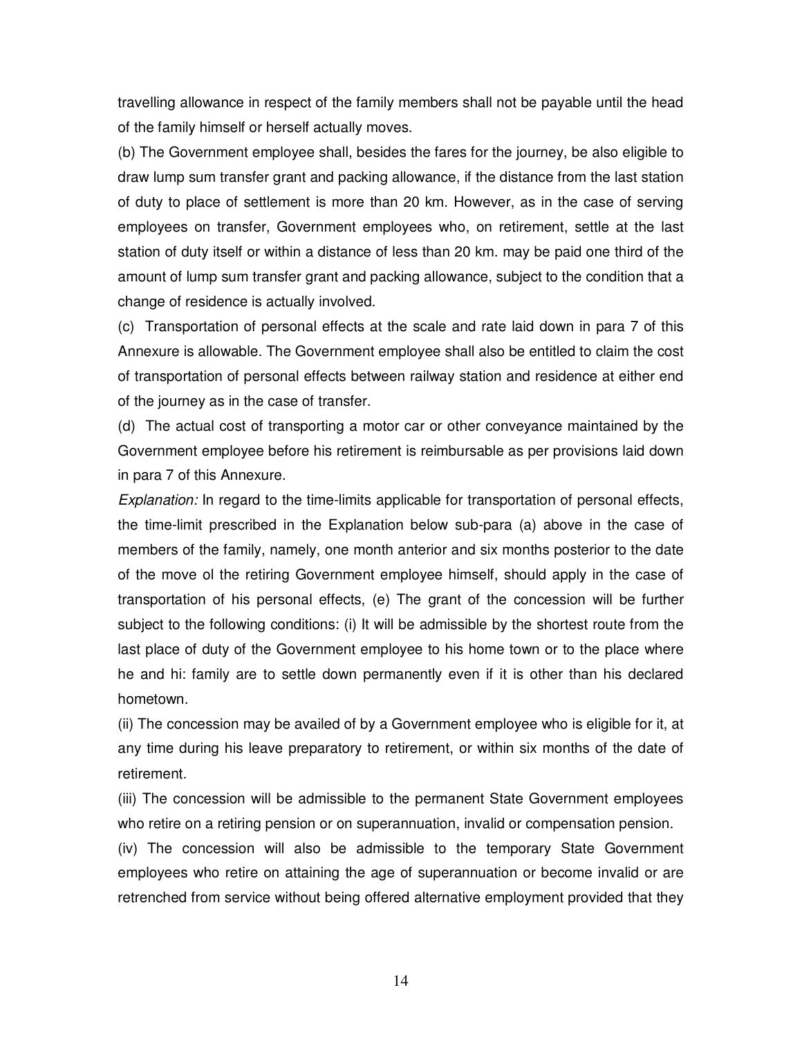travelling allowance in respect of the family members shall not be payable until the head of the family himself or herself actually moves.

(b) The Government employee shall, besides the fares for the journey, be also eligible to draw lump sum transfer grant and packing allowance, if the distance from the last station of duty to place of settlement is more than 20 km. However, as in the case of serving employees on transfer, Government employees who, on retirement, settle at the last station of duty itself or within a distance of less than 20 km. may be paid one third of the amount of lump sum transfer grant and packing allowance, subject to the condition that a change of residence is actually involved.

(c) Transportation of personal effects at the scale and rate laid down in para 7 of this Annexure is allowable. The Government employee shall also be entitled to claim the cost of transportation of personal effects between railway station and residence at either end of the journey as in the case of transfer.

(d) The actual cost of transporting a motor car or other conveyance maintained by the Government employee before his retirement is reimbursable as per provisions laid down in para 7 of this Annexure.

*Explanation:* In regard to the time-limits applicable for transportation of personal effects, the time-limit prescribed in the Explanation below sub-para (a) above in the case of members of the family, namely, one month anterior and six months posterior to the date of the move ol the retiring Government employee himself, should apply in the case of transportation of his personal effects, (e) The grant of the concession will be further subject to the following conditions: (i) It will be admissible by the shortest route from the last place of duty of the Government employee to his home town or to the place where he and hi: family are to settle down permanently even if it is other than his declared hometown.

(ii) The concession may be availed of by a Government employee who is eligible for it, at any time during his leave preparatory to retirement, or within six months of the date of retirement.

(iii) The concession will be admissible to the permanent State Government employees who retire on a retiring pension or on superannuation, invalid or compensation pension.

(iv) The concession will also be admissible to the temporary State Government employees who retire on attaining the age of superannuation or become invalid or are retrenched from service without being offered alternative employment provided that they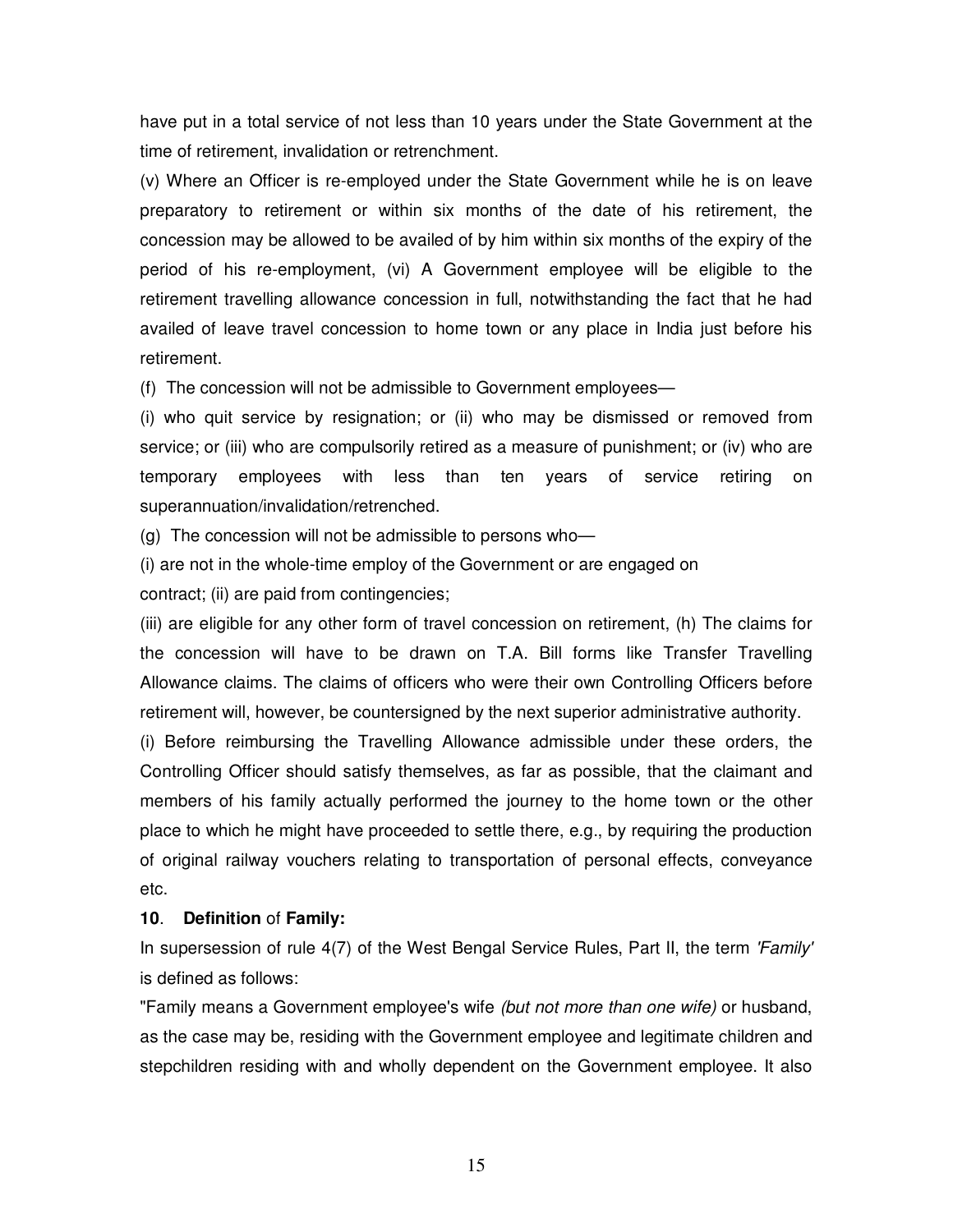have put in a total service of not less than 10 years under the State Government at the time of retirement, invalidation or retrenchment.

(v) Where an Officer is re-employed under the State Government while he is on leave preparatory to retirement or within six months of the date of his retirement, the concession may be allowed to be availed of by him within six months of the expiry of the period of his re-employment, (vi) A Government employee will be eligible to the retirement travelling allowance concession in full, notwithstanding the fact that he had availed of leave travel concession to home town or any place in India just before his retirement.

(f) The concession will not be admissible to Government employees—

(i) who quit service by resignation; or (ii) who may be dismissed or removed from service; or (iii) who are compulsorily retired as a measure of punishment; or (iv) who are temporary employees with less than ten years of service retiring on superannuation/invalidation/retrenched.

(g) The concession will not be admissible to persons who—

(i) are not in the whole-time employ of the Government or are engaged on contract; (ii) are paid from contingencies;

(iii) are eligible for any other form of travel concession on retirement, (h) The claims for the concession will have to be drawn on T.A. Bill forms like Transfer Travelling Allowance claims. The claims of officers who were their own Controlling Officers before retirement will, however, be countersigned by the next superior administrative authority.

(i) Before reimbursing the Travelling Allowance admissible under these orders, the Controlling Officer should satisfy themselves, as far as possible, that the claimant and members of his family actually performed the journey to the home town or the other place to which he might have proceeded to settle there, e.g., by requiring the production of original railway vouchers relating to transportation of personal effects, conveyance etc.

**10**. **Definition** of **Family:**

In supersession of rule 4(7) of the West Bengal Service Rules, Part II, the term *'Family'* is defined as follows:

"Family means a Government employee's wife *(but not more than one wife)* or husband, as the case may be, residing with the Government employee and legitimate children and stepchildren residing with and wholly dependent on the Government employee. It also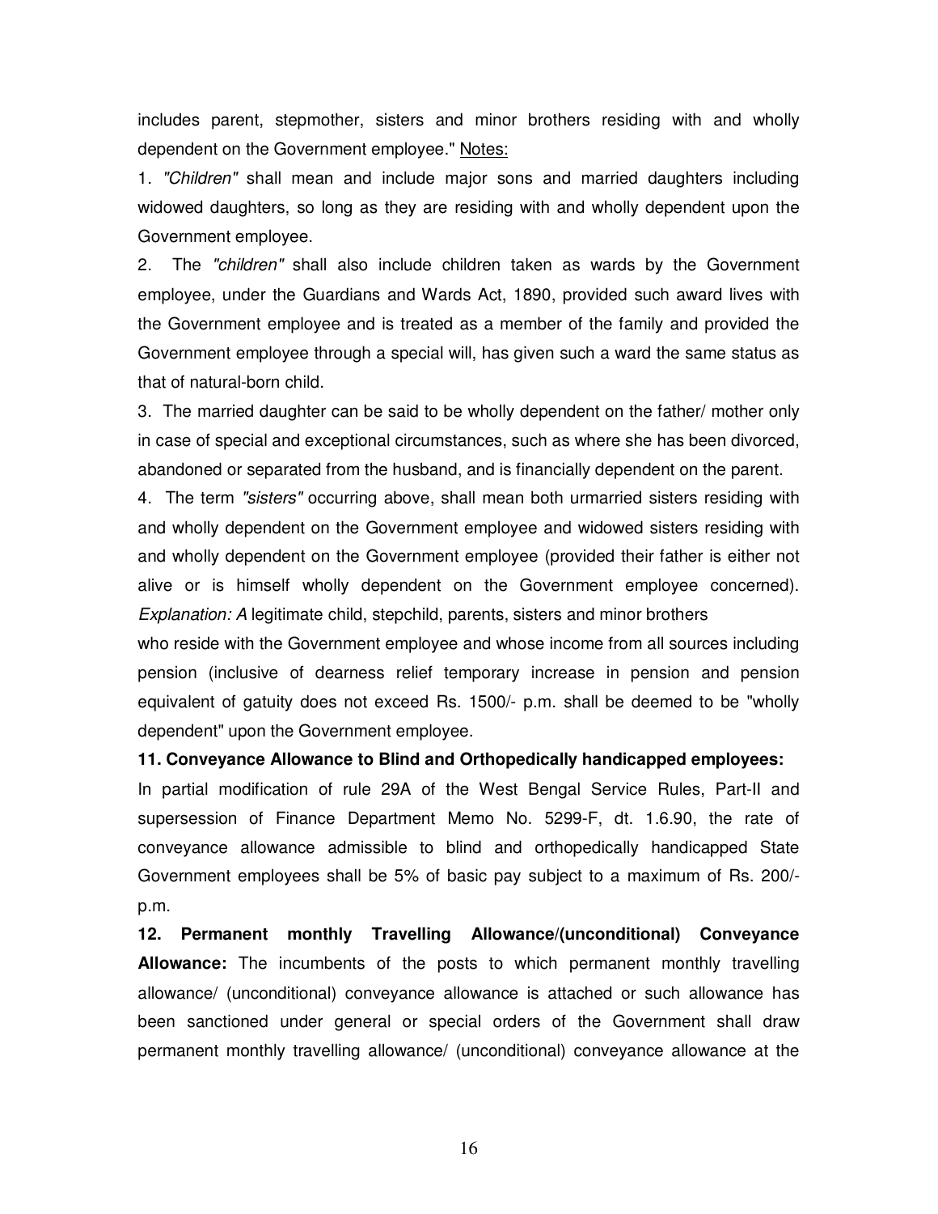includes parent, stepmother, sisters and minor brothers residing with and wholly dependent on the Government employee." Notes:

1. *"Children"* shall mean and include major sons and married daughters including widowed daughters, so long as they are residing with and wholly dependent upon the Government employee.

2. The *"children"* shall also include children taken as wards by the Government employee, under the Guardians and Wards Act, 1890, provided such award lives with the Government employee and is treated as a member of the family and provided the Government employee through a special will, has given such a ward the same status as that of natural-born child.

3. The married daughter can be said to be wholly dependent on the father/ mother only in case of special and exceptional circumstances, such as where she has been divorced, abandoned or separated from the husband, and is financially dependent on the parent.

4. The term *"sisters"* occurring above, shall mean both urmarried sisters residing with and wholly dependent on the Government employee and widowed sisters residing with and wholly dependent on the Government employee (provided their father is either not alive or is himself wholly dependent on the Government employee concerned). *Explanation: A* legitimate child, stepchild, parents, sisters and minor brothers who reside with the Government employee and whose income from all sources including pension (inclusive of dearness relief temporary increase in pension and pension equivalent of gatuity does not exceed Rs. 1500/- p.m. shall be deemed to be "wholly dependent" upon the Government employee.

**11. Conveyance Allowance to Blind and Orthopedically handicapped employees:**

In partial modification of rule 29A of the West Bengal Service Rules, Part-II and supersession of Finance Department Memo No. 5299-F, dt. 1.6.90, the rate of conveyance allowance admissible to blind and orthopedically handicapped State Government employees shall be 5% of basic pay subject to a maximum of Rs. 200/- p.m.

**12. Permanent monthly Travelling Allowance/(unconditional) Conveyance Allowance:** The incumbents of the posts to which permanent monthly travelling allowance/ (unconditional) conveyance allowance is attached or such allowance has been sanctioned under general or special orders of the Government shall draw permanent monthly travelling allowance/ (unconditional) conveyance allowance at the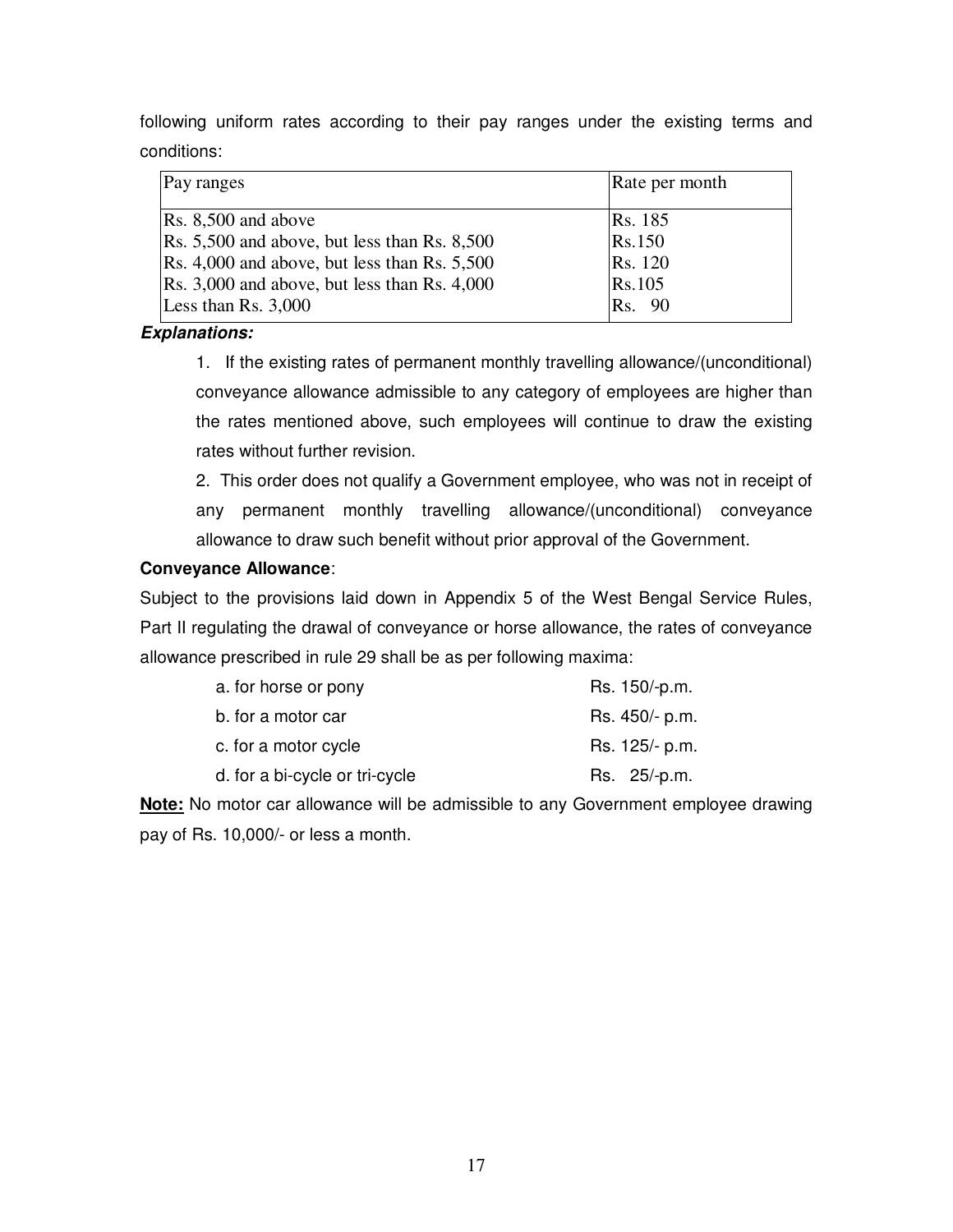following uniform rates according to their pay ranges under the existing terms and conditions:

| Pay ranges | Rate per month |
| --- | --- |
| Rs. 8,500 and above | Rs. 185 |
| Rs. 5,500 and above, but less than Rs. 8,500 | Rs.150 |
| Rs. 4,000 and above, but less than Rs. 5,500 | Rs. 120 |
| Rs. 3,000 and above, but less than Rs. 4,000 | Rs.105 |
| Less than Rs. 3,000 | Rs. 90 |

***Explanations:***

1. If the existing rates of permanent monthly travelling allowance/(unconditional) conveyance allowance admissible to any category of employees are higher than the rates mentioned above, such employees will continue to draw the existing rates without further revision.
2. This order does not qualify a Government employee, who was not in receipt of any permanent monthly travelling allowance/(unconditional) conveyance allowance to draw such benefit without prior approval of the Government.

**Conveyance Allowance**:

Subject to the provisions laid down in Appendix 5 of the West Bengal Service Rules, Part II regulating the drawal of conveyance or horse allowance, the rates of conveyance allowance prescribed in rule 29 shall be as per following maxima:

| | |
| --- | --- |
| a. for horse or pony | Rs. 150/-p.m. |
| b. for a motor car | Rs. 450/- p.m. |
| c. for a motor cycle | Rs. 125/- p.m. |
| d. for a bi-cycle or tri-cycle | Rs. 25/-p.m. |

**Note:** No motor car allowance will be admissible to any Government employee drawing pay of Rs. 10,000/- or less a month.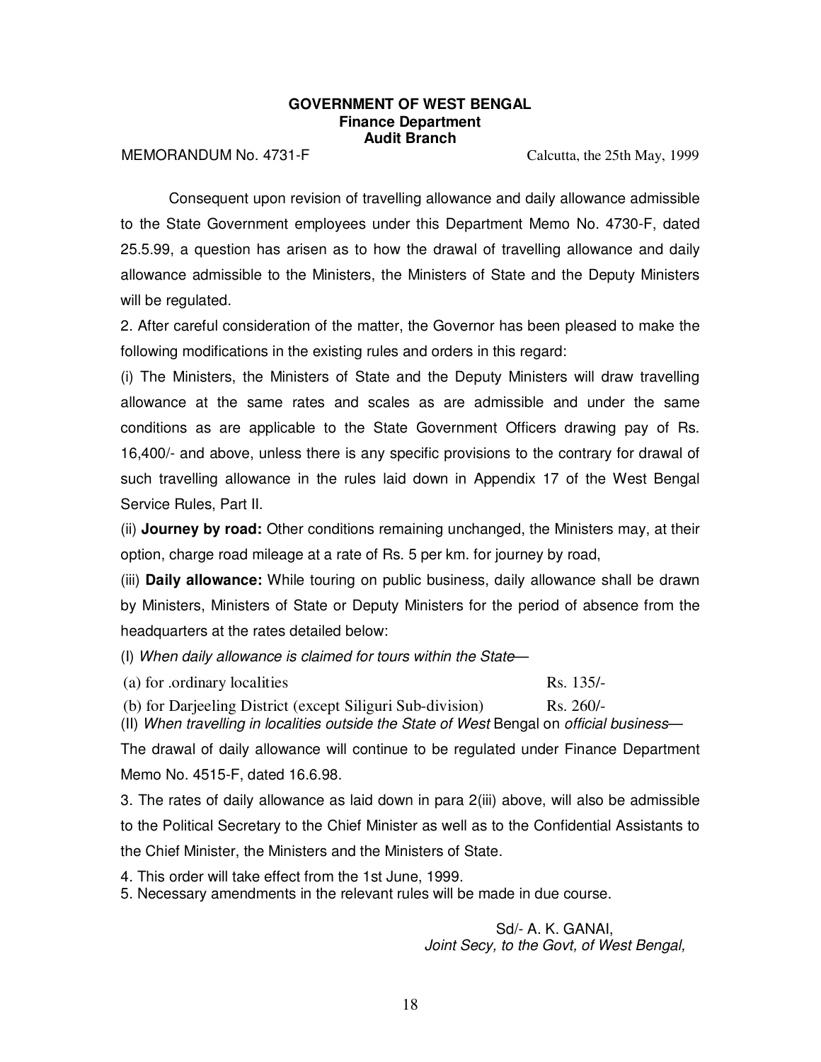**GOVERNMENT OF WEST BENGAL**
**Finance Department**
**Audit Branch**

MEMORANDUM No. 4731-F Calcutta, the 25th May, 1999

Consequent upon revision of travelling allowance and daily allowance admissible to the State Government employees under this Department Memo No. 4730-F, dated 25.5.99, a question has arisen as to how the drawal of travelling allowance and daily allowance admissible to the Ministers, the Ministers of State and the Deputy Ministers will be regulated.

2. After careful consideration of the matter, the Governor has been pleased to make the following modifications in the existing rules and orders in this regard:

(i) The Ministers, the Ministers of State and the Deputy Ministers will draw travelling allowance at the same rates and scales as are admissible and under the same conditions as are applicable to the State Government Officers drawing pay of Rs. 16,400/- and above, unless there is any specific provisions to the contrary for drawal of such travelling allowance in the rules laid down in Appendix 17 of the West Bengal Service Rules, Part II.

(ii) **Journey by road:** Other conditions remaining unchanged, the Ministers may, at their option, charge road mileage at a rate of Rs. 5 per km. for journey by road,

(iii) **Daily allowance:** While touring on public business, daily allowance shall be drawn by Ministers, Ministers of State or Deputy Ministers for the period of absence from the headquarters at the rates detailed below:

(I) *When daily allowance is claimed for tours within the State*—

(a) for .ordinary localities Rs. 135/-

(b) for Darjeeling District (except Siliguri Sub-division) Rs. 260/-

(II) *When travelling in localities outside the State of West* Bengal on *official business*—

The drawal of daily allowance will continue to be regulated under Finance Department Memo No. 4515-F, dated 16.6.98.

3. The rates of daily allowance as laid down in para 2(iii) above, will also be admissible to the Political Secretary to the Chief Minister as well as to the Confidential Assistants to the Chief Minister, the Ministers and the Ministers of State.

4. This order will take effect from the 1st June, 1999.

5. Necessary amendments in the relevant rules will be made in due course.

Sd/- A. K. GANAI,
*Joint Secy, to the Govt, of West Bengal,*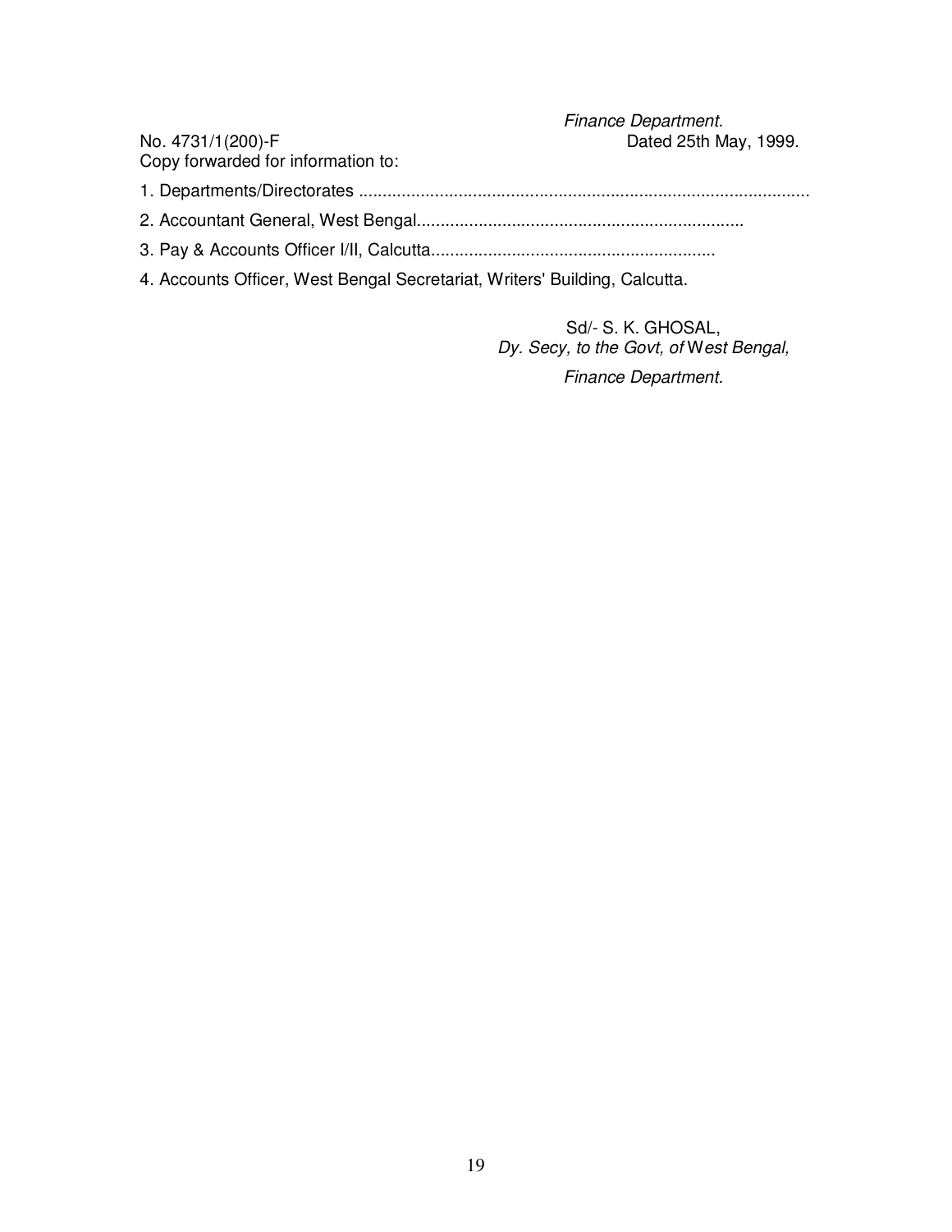*Finance Department.*

No. 4731/1(200)-F Dated 25th May, 1999.

Copy forwarded for information to:

1. Departments/Directorates ...............................................................................................
2. Accountant General, West Bengal....................................................................
3. Pay & Accounts Officer I/II, Calcutta............................................................
4. Accounts Officer, West Bengal Secretariat, Writers' Building, Calcutta.

Sd/- S. K. GHOSAL,
*Dy. Secy, to the Govt, of West Bengal,*
*Finance Department.*